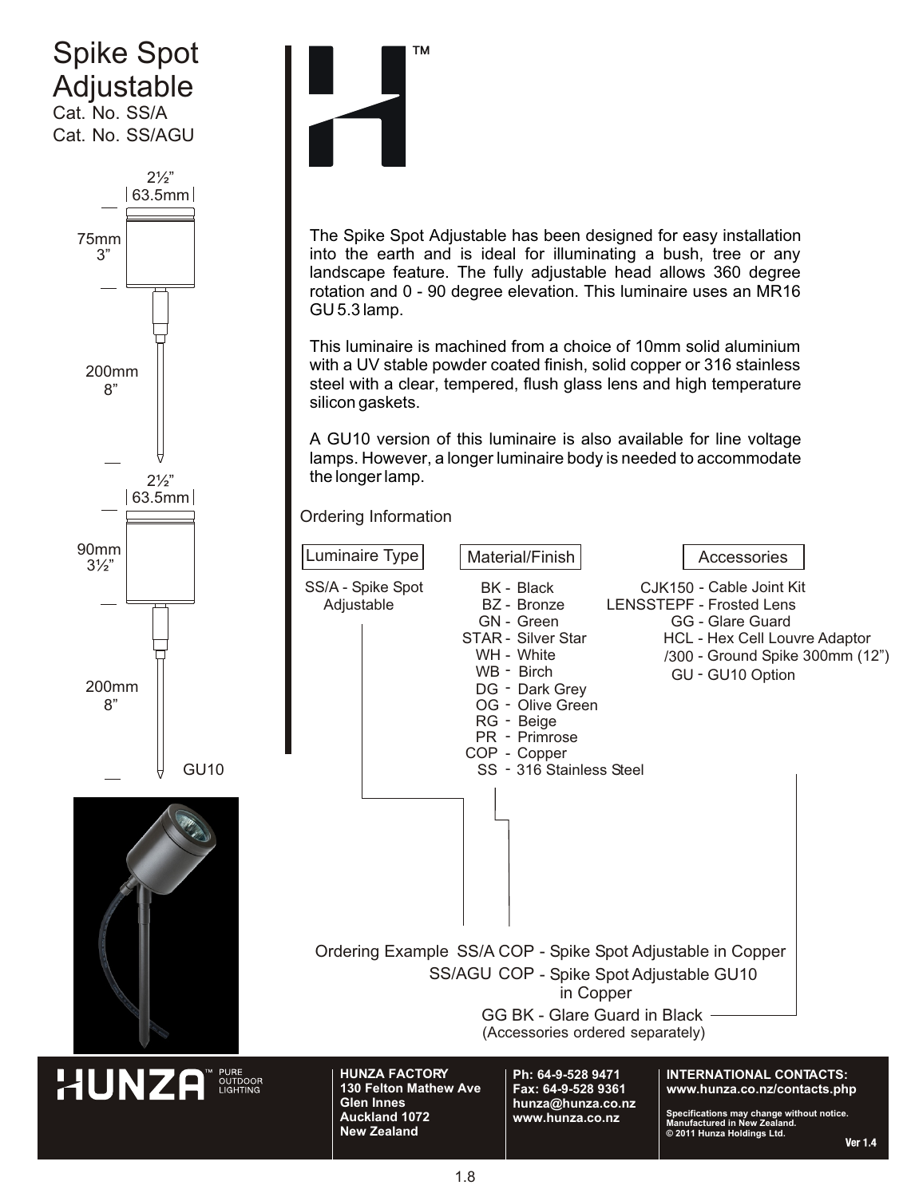# Spike Spot Adjustable

Cat. No. SS/A
Cat. No. SS/AGU

2½"
63.5mm
75mm
3"
200mm
8"

2½"
63.5mm
90mm
3½"
200mm
8"
GU10

The Spike Spot Adjustable has been designed for easy installation into the earth and is ideal for illuminating a bush, tree or any landscape feature. The fully adjustable head allows 360 degree rotation and 0 - 90 degree elevation. This luminaire uses an MR16 GU 5.3 lamp.

This luminaire is machined from a choice of 10mm solid aluminium with a UV stable powder coated finish, solid copper or 316 stainless steel with a clear, tempered, flush glass lens and high temperature silicon gaskets.

A GU10 version of this luminaire is also available for line voltage lamps. However, a longer luminaire body is needed to accommodate the longer lamp.

## Ordering Information

| Luminaire Type | Material/Finish | Accessories |
|---|---|---|
| SS/A - Spike Spot Adjustable | BK - Black | CJK150 - Cable Joint Kit |
| | BZ - Bronze | LENSSTEPF - Frosted Lens |
| | GN - Green | GG - Glare Guard |
| | STAR - Silver Star | HCL - Hex Cell Louvre Adaptor |
| | WH - White | /300 - Ground Spike 300mm (12") |
| | WB - Birch | GU - GU10 Option |
| | DG - Dark Grey | |
| | OG - Olive Green | |
| | RG - Beige | |
| | PR - Primrose | |
| | COP - Copper | |
| | SS - 316 Stainless Steel | |

Ordering Example SS/A COP - Spike Spot Adjustable in Copper

SS/AGU COP - Spike Spot Adjustable GU10 in Copper

GG BK - Glare Guard in Black
(Accessories ordered separately)

HUNZA™ PURE OUTDOOR LIGHTING

**HUNZA FACTORY**
**130 Felton Mathew Ave**
**Glen Innes**
**Auckland 1072**
**New Zealand**

**Ph: 64-9-528 9471**
**Fax: 64-9-528 9361**
**hunza@hunza.co.nz**
**www.hunza.co.nz**

**INTERNATIONAL CONTACTS:**
**www.hunza.co.nz/contacts.php**

**Specifications may change without notice.**
**Manufactured in New Zealand.**
**© 2011 Hunza Holdings Ltd.**

**Ver 1.4**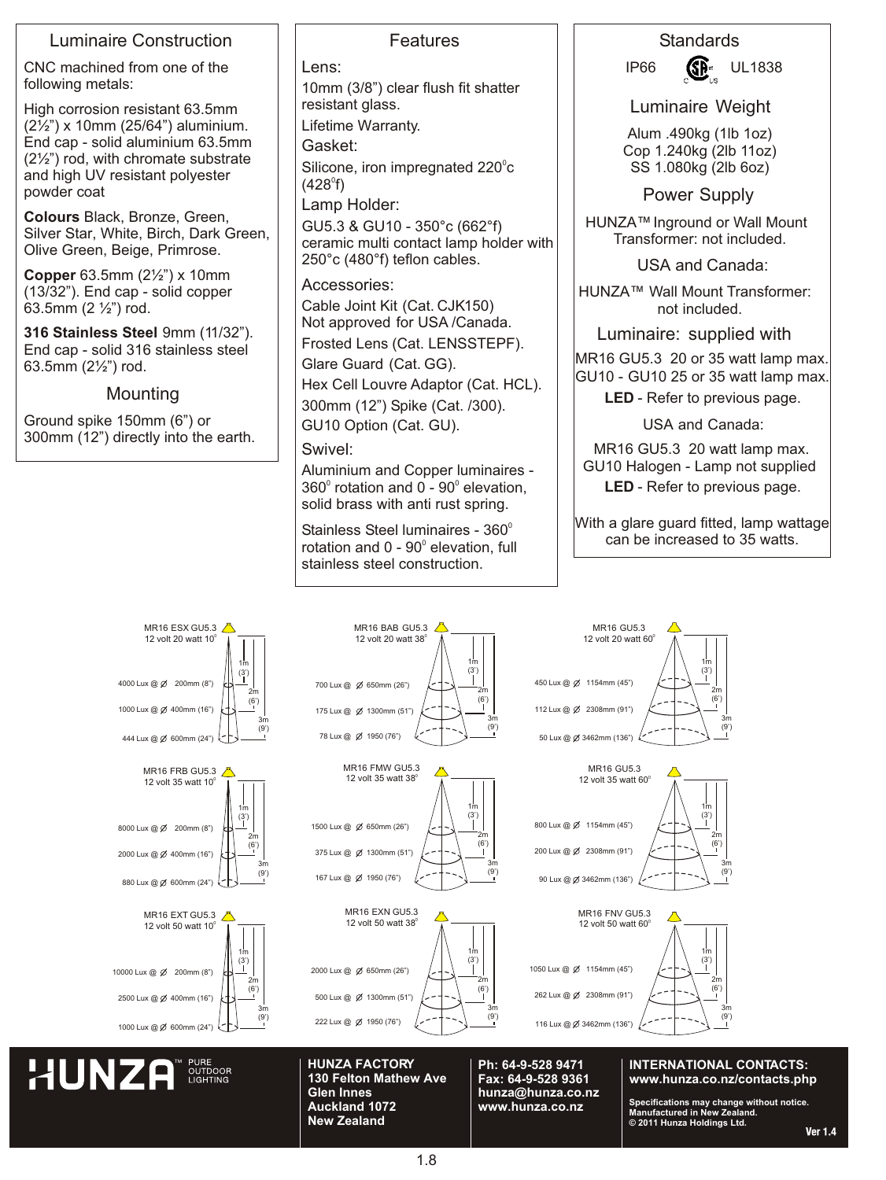## Luminaire Construction

CNC machined from one of the following metals:

High corrosion resistant 63.5mm (2½") x 10mm (25/64") aluminium. End cap - solid aluminium 63.5mm (2½") rod, with chromate substrate and high UV resistant polyester powder coat

**Colours** Black, Bronze, Green, Silver Star, White, Birch, Dark Green, Olive Green, Beige, Primrose.

**Copper** 63.5mm (2½") x 10mm (13/32"). End cap - solid copper 63.5mm (2 ½") rod.

**316 Stainless Steel** 9mm (11/32"). End cap - solid 316 stainless steel 63.5mm (2½") rod.

## Mounting

Ground spike 150mm (6") or 300mm (12") directly into the earth.

## Features

Lens:

10mm (3/8") clear flush fit shatter resistant glass.

Lifetime Warranty.

Gasket:

Silicone, iron impregnated 220°c (428°f)

Lamp Holder:

GU5.3 & GU10 - 350°c (662°f) ceramic multi contact lamp holder with 250°c (480°f) teflon cables.

Accessories:

Cable Joint Kit (Cat. CJK150) Not approved for USA /Canada.

Frosted Lens (Cat. LENSSTEPF).

Glare Guard (Cat. GG).

Hex Cell Louvre Adaptor (Cat. HCL).

300mm (12") Spike (Cat. /300).

GU10 Option (Cat. GU).

Swivel:

Aluminium and Copper luminaires - 360° rotation and 0 - 90° elevation, solid brass with anti rust spring.

Stainless Steel luminaires - 360° rotation and 0 - 90° elevation, full stainless steel construction.

## Standards

IP66 UL1838

## Luminaire Weight

Alum .490kg (1lb 1oz)
Cop 1.240kg (2lb 11oz)
SS 1.080kg (2lb 6oz)

## Power Supply

HUNZA™ Inground or Wall Mount Transformer: not included.

USA and Canada:

HUNZA™ Wall Mount Transformer: not included.

## Luminaire: supplied with

MR16 GU5.3 20 or 35 watt lamp max.
GU10 - GU10 25 or 35 watt lamp max.

**LED** - Refer to previous page.

USA and Canada:

MR16 GU5.3 20 watt lamp max.
GU10 Halogen - Lamp not supplied

**LED** - Refer to previous page.

With a glare guard fitted, lamp wattage can be increased to 35 watts.

MR16 ESX GU5.3
12 volt 20 watt 10°
4000 Lux @ Ø 200mm (8")
1000 Lux @ Ø 400mm (16")
444 Lux @ Ø 600mm (24")
1m (3') 2m (6') 3m (9')

MR16 BAB GU5.3
12 volt 20 watt 38°
700 Lux @ Ø 650mm (26")
175 Lux @ Ø 1300mm (51")
78 Lux @ Ø 1950 (76")
1m (3') 2m (6') 3m (9')

MR16 GU5.3
12 volt 20 watt 60°
450 Lux @ Ø 1154mm (45")
112 Lux @ Ø 2308mm (91")
50 Lux @ Ø 3462mm (136")
1m (3') 2m (6') 3m (9')

MR16 FRB GU5.3
12 volt 35 watt 10°
8000 Lux @ Ø 200mm (8")
2000 Lux @ Ø 400mm (16")
880 Lux @ Ø 600mm (24")
1m (3') 2m (6') 3m (9')

MR16 FMW GU5.3
12 volt 35 watt 38°
1500 Lux @ Ø 650mm (26")
375 Lux @ Ø 1300mm (51")
167 Lux @ Ø 1950 (76")
1m (3') 2m (6') 3m (9')

MR16 GU5.3
12 volt 35 watt 60°
800 Lux @ Ø 1154mm (45")
200 Lux @ Ø 2308mm (91")
90 Lux @ Ø 3462mm (136")
1m (3') 2m (6') 3m (9')

MR16 EXT GU5.3
12 volt 50 watt 10°
10000 Lux @ Ø 200mm (8")
2500 Lux @ Ø 400mm (16")
1000 Lux @ Ø 600mm (24")
1m (3') 2m (6') 3m (9')

MR16 EXN GU5.3
12 volt 50 watt 38°
2000 Lux @ Ø 650mm (26")
500 Lux @ Ø 1300mm (51")
222 Lux @ Ø 1950 (76")
1m (3') 2m (6') 3m (9')

MR16 FNV GU5.3
12 volt 50 watt 60°
1050 Lux @ Ø 1154mm (45")
262 Lux @ Ø 2308mm (91")
116 Lux @ Ø 3462mm (136")
1m (3') 2m (6') 3m (9')

HUNZA™ PURE OUTDOOR LIGHTING

**HUNZA FACTORY**
**130 Felton Mathew Ave**
**Glen Innes**
**Auckland 1072**
**New Zealand**

**Ph: 64-9-528 9471**
**Fax: 64-9-528 9361**
**hunza@hunza.co.nz**
**www.hunza.co.nz**

**INTERNATIONAL CONTACTS:**
**www.hunza.co.nz/contacts.php**

**Specifications may change without notice.**
**Manufactured in New Zealand.**
**© 2011 Hunza Holdings Ltd.**

**Ver 1.4**